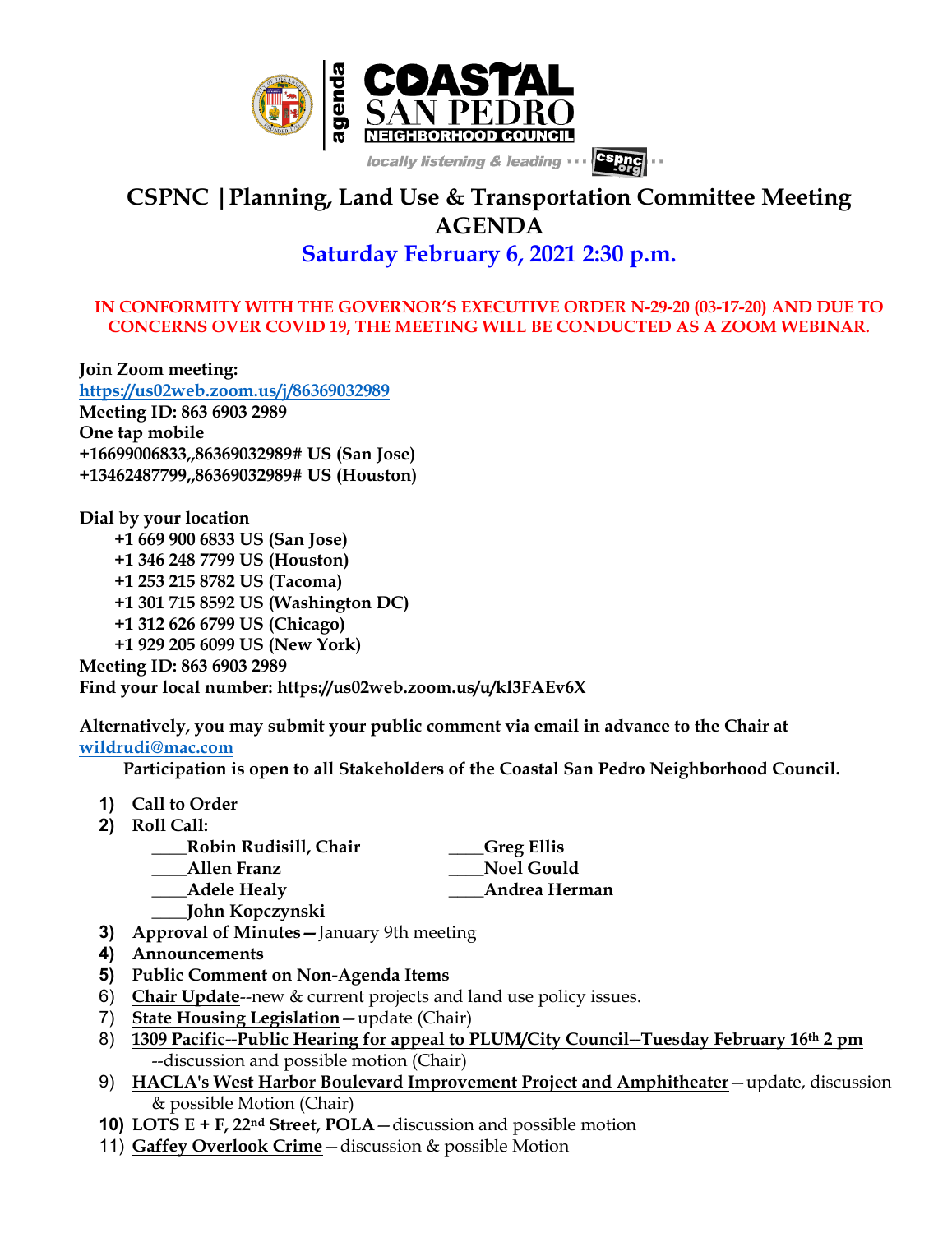agenda

**COASTAL SAN PEDRO NEIGHBORHOOD COUNCIL**

*locally listening & leading ··· cspnc.org ··*

# CSPNC | Planning, Land Use & Transportation Committee Meeting AGENDA

## Saturday February 6, 2021 2:30 p.m.

**IN CONFORMITY WITH THE GOVERNOR'S EXECUTIVE ORDER N-29-20 (03-17-20) AND DUE TO CONCERNS OVER COVID 19, THE MEETING WILL BE CONDUCTED AS A ZOOM WEBINAR.**

**Join Zoom meeting:**
https://us02web.zoom.us/j/86369032989
**Meeting ID: 863 6903 2989**
**One tap mobile**
**+16699006833,,86369032989# US (San Jose)**
**+13462487799,,86369032989# US (Houston)**

**Dial by your location**
- **+1 669 900 6833 US (San Jose)**
- **+1 346 248 7799 US (Houston)**
- **+1 253 215 8782 US (Tacoma)**
- **+1 301 715 8592 US (Washington DC)**
- **+1 312 626 6799 US (Chicago)**
- **+1 929 205 6099 US (New York)**

**Meeting ID: 863 6903 2989**
**Find your local number: https://us02web.zoom.us/u/kl3FAEv6X**

**Alternatively, you may submit your public comment via email in advance to the Chair at** wildrudi@mac.com

**Participation is open to all Stakeholders of the Coastal San Pedro Neighborhood Council.**

1) **Call to Order**
2) **Roll Call:**
   - ____Robin Rudisill, Chair
   - ____Allen Franz
   - ____Adele Healy
   - ____John Kopczynski
   - ____Greg Ellis
   - ____Noel Gould
   - ____Andrea Herman
3) **Approval of Minutes**—January 9th meeting
4) **Announcements**
5) **Public Comment on Non-Agenda Items**
6) **Chair Update**--new & current projects and land use policy issues.
7) **State Housing Legislation**—update (Chair)
8) **1309 Pacific--Public Hearing for appeal to PLUM/City Council--Tuesday February 16th 2 pm** --discussion and possible motion (Chair)
9) **HACLA's West Harbor Boulevard Improvement Project and Amphitheater**—update, discussion & possible Motion (Chair)
10) **LOTS E + F, 22nd Street, POLA**—discussion and possible motion
11) **Gaffey Overlook Crime**—discussion & possible Motion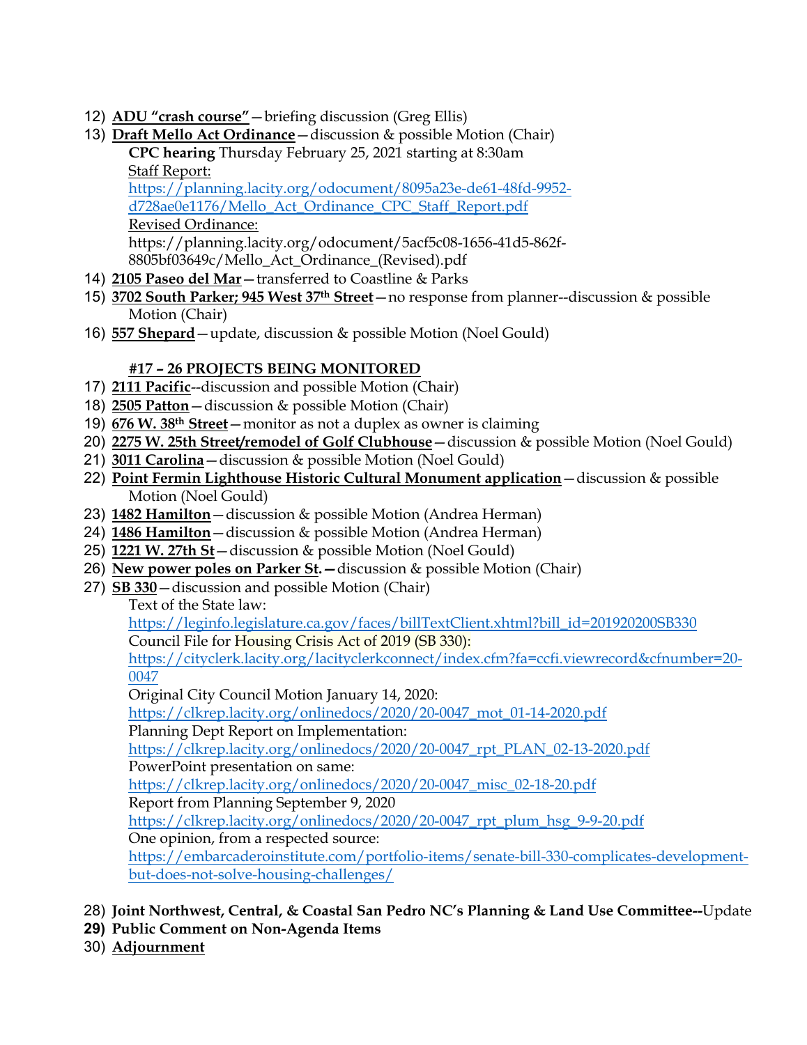12) **ADU "crash course"**—briefing discussion (Greg Ellis)
13) **Draft Mello Act Ordinance**—discussion & possible Motion (Chair)
    **CPC hearing** Thursday February 25, 2021 starting at 8:30am
    Staff Report:
    https://planning.lacity.org/odocument/8095a23e-de61-48fd-9952-d728ae0e1176/Mello_Act_Ordinance_CPC_Staff_Report.pdf
    Revised Ordinance:
    https://planning.lacity.org/odocument/5acf5c08-1656-41d5-862f-8805bf03649c/Mello_Act_Ordinance_(Revised).pdf
14) **2105 Paseo del Mar**—transferred to Coastline & Parks
15) **3702 South Parker; 945 West 37th Street**—no response from planner--discussion & possible Motion (Chair)
16) **557 Shepard**—update, discussion & possible Motion (Noel Gould)

**#17 – 26 PROJECTS BEING MONITORED**

17) **2111 Pacific**--discussion and possible Motion (Chair)
18) **2505 Patton**—discussion & possible Motion (Chair)
19) **676 W. 38th Street**—monitor as not a duplex as owner is claiming
20) **2275 W. 25th Street/remodel of Golf Clubhouse**—discussion & possible Motion (Noel Gould)
21) **3011 Carolina**—discussion & possible Motion (Noel Gould)
22) **Point Fermin Lighthouse Historic Cultural Monument application**—discussion & possible Motion (Noel Gould)
23) **1482 Hamilton**—discussion & possible Motion (Andrea Herman)
24) **1486 Hamilton**—discussion & possible Motion (Andrea Herman)
25) **1221 W. 27th St**—discussion & possible Motion (Noel Gould)
26) **New power poles on Parker St.**—discussion & possible Motion (Chair)
27) **SB 330**—discussion and possible Motion (Chair)
    Text of the State law:
    https://leginfo.legislature.ca.gov/faces/billTextClient.xhtml?bill_id=201920200SB330
    Council File for Housing Crisis Act of 2019 (SB 330):
    https://cityclerk.lacity.org/lacityclerkconnect/index.cfm?fa=ccfi.viewrecord&cfnumber=20-0047
    Original City Council Motion January 14, 2020:
    https://clkrep.lacity.org/onlinedocs/2020/20-0047_mot_01-14-2020.pdf
    Planning Dept Report on Implementation:
    https://clkrep.lacity.org/onlinedocs/2020/20-0047_rpt_PLAN_02-13-2020.pdf
    PowerPoint presentation on same:
    https://clkrep.lacity.org/onlinedocs/2020/20-0047_misc_02-18-20.pdf
    Report from Planning September 9, 2020
    https://clkrep.lacity.org/onlinedocs/2020/20-0047_rpt_plum_hsg_9-9-20.pdf
    One opinion, from a respected source:
    https://embarcaderoinstitute.com/portfolio-items/senate-bill-330-complicates-development-but-does-not-solve-housing-challenges/

28) **Joint Northwest, Central, & Coastal San Pedro NC's Planning & Land Use Committee--**Update
29) **Public Comment on Non-Agenda Items**
30) **Adjournment**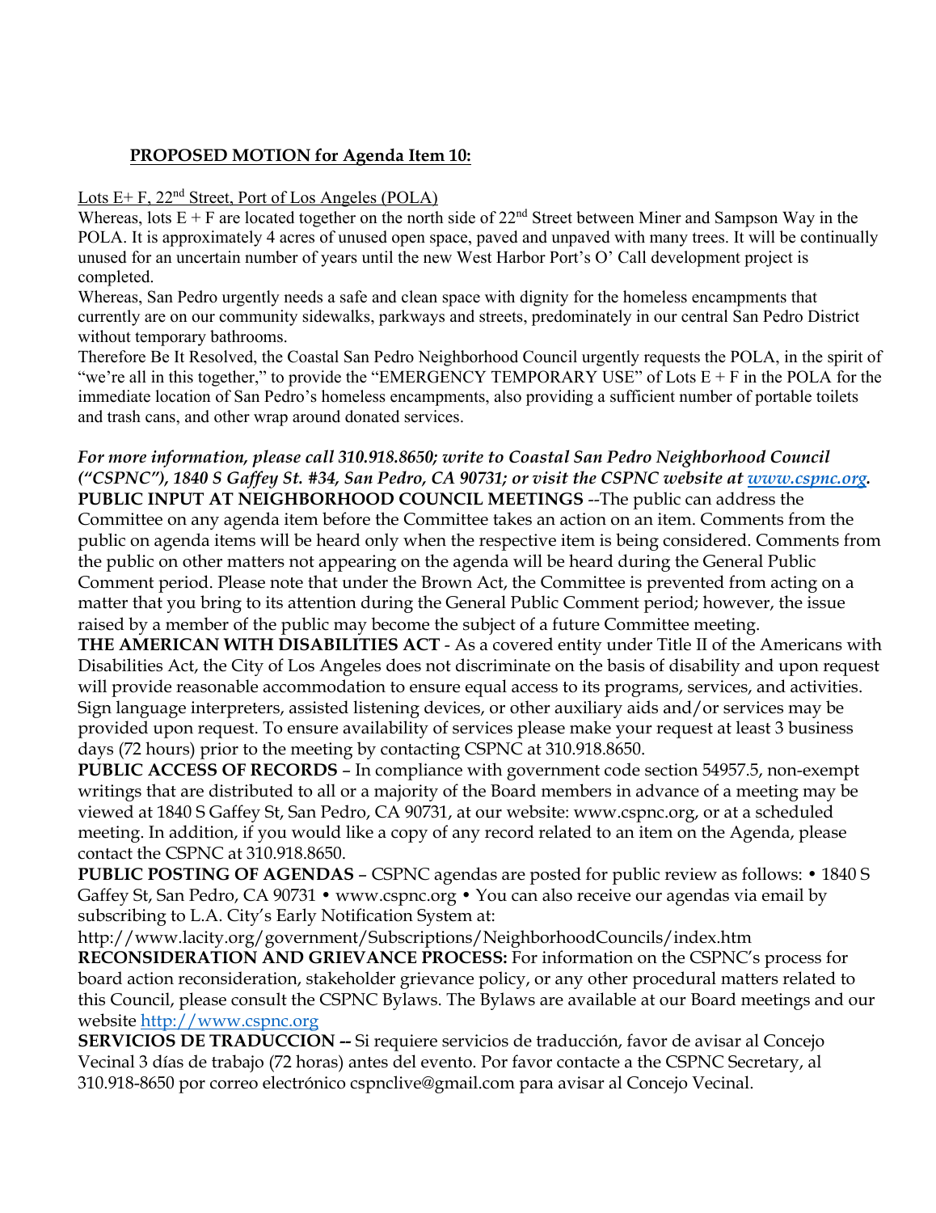**PROPOSED MOTION for Agenda Item 10:**

Lots E+ F, 22nd Street, Port of Los Angeles (POLA)

Whereas, lots E + F are located together on the north side of 22nd Street between Miner and Sampson Way in the POLA. It is approximately 4 acres of unused open space, paved and unpaved with many trees. It will be continually unused for an uncertain number of years until the new West Harbor Port's O' Call development project is completed.

Whereas, San Pedro urgently needs a safe and clean space with dignity for the homeless encampments that currently are on our community sidewalks, parkways and streets, predominately in our central San Pedro District without temporary bathrooms.

Therefore Be It Resolved, the Coastal San Pedro Neighborhood Council urgently requests the POLA, in the spirit of "we're all in this together," to provide the "EMERGENCY TEMPORARY USE" of Lots E + F in the POLA for the immediate location of San Pedro's homeless encampments, also providing a sufficient number of portable toilets and trash cans, and other wrap around donated services.

***For more information, please call 310.918.8650; write to Coastal San Pedro Neighborhood Council ("CSPNC"), 1840 S Gaffey St. #34, San Pedro, CA 90731; or visit the CSPNC website at www.cspnc.org.***

**PUBLIC INPUT AT NEIGHBORHOOD COUNCIL MEETINGS** --The public can address the Committee on any agenda item before the Committee takes an action on an item. Comments from the public on agenda items will be heard only when the respective item is being considered. Comments from the public on other matters not appearing on the agenda will be heard during the General Public Comment period. Please note that under the Brown Act, the Committee is prevented from acting on a matter that you bring to its attention during the General Public Comment period; however, the issue raised by a member of the public may become the subject of a future Committee meeting.

**THE AMERICAN WITH DISABILITIES ACT** - As a covered entity under Title II of the Americans with Disabilities Act, the City of Los Angeles does not discriminate on the basis of disability and upon request will provide reasonable accommodation to ensure equal access to its programs, services, and activities. Sign language interpreters, assisted listening devices, or other auxiliary aids and/or services may be provided upon request. To ensure availability of services please make your request at least 3 business days (72 hours) prior to the meeting by contacting CSPNC at 310.918.8650.

**PUBLIC ACCESS OF RECORDS** – In compliance with government code section 54957.5, non-exempt writings that are distributed to all or a majority of the Board members in advance of a meeting may be viewed at 1840 S Gaffey St, San Pedro, CA 90731, at our website: www.cspnc.org, or at a scheduled meeting. In addition, if you would like a copy of any record related to an item on the Agenda, please contact the CSPNC at 310.918.8650.

**PUBLIC POSTING OF AGENDAS** – CSPNC agendas are posted for public review as follows: • 1840 S Gaffey St, San Pedro, CA 90731 • www.cspnc.org • You can also receive our agendas via email by subscribing to L.A. City's Early Notification System at:
http://www.lacity.org/government/Subscriptions/NeighborhoodCouncils/index.htm

**RECONSIDERATION AND GRIEVANCE PROCESS:** For information on the CSPNC's process for board action reconsideration, stakeholder grievance policy, or any other procedural matters related to this Council, please consult the CSPNC Bylaws. The Bylaws are available at our Board meetings and our website http://www.cspnc.org

**SERVICIOS DE TRADUCCION --** Si requiere servicios de traducción, favor de avisar al Concejo Vecinal 3 días de trabajo (72 horas) antes del evento. Por favor contacte a the CSPNC Secretary, al 310.918-8650 por correo electrónico cspnclive@gmail.com para avisar al Concejo Vecinal.